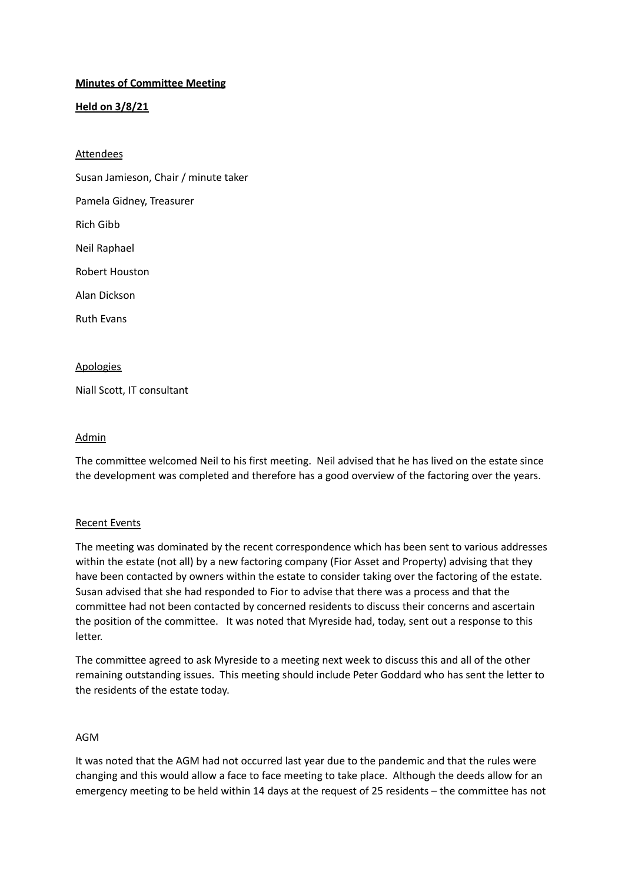**Minutes of Committee Meeting**

**Held on 3/8/21**

Attendees

Susan Jamieson, Chair / minute taker

Pamela Gidney, Treasurer

Rich Gibb

Neil Raphael

Robert Houston

Alan Dickson

Ruth Evans

Apologies

Niall Scott, IT consultant

Admin

The committee welcomed Neil to his first meeting. Neil advised that he has lived on the estate since the development was completed and therefore has a good overview of the factoring over the years.

Recent Events

The meeting was dominated by the recent correspondence which has been sent to various addresses within the estate (not all) by a new factoring company (Fior Asset and Property) advising that they have been contacted by owners within the estate to consider taking over the factoring of the estate. Susan advised that she had responded to Fior to advise that there was a process and that the committee had not been contacted by concerned residents to discuss their concerns and ascertain the position of the committee. It was noted that Myreside had, today, sent out a response to this letter.

The committee agreed to ask Myreside to a meeting next week to discuss this and all of the other remaining outstanding issues. This meeting should include Peter Goddard who has sent the letter to the residents of the estate today.

AGM

It was noted that the AGM had not occurred last year due to the pandemic and that the rules were changing and this would allow a face to face meeting to take place. Although the deeds allow for an emergency meeting to be held within 14 days at the request of 25 residents – the committee has not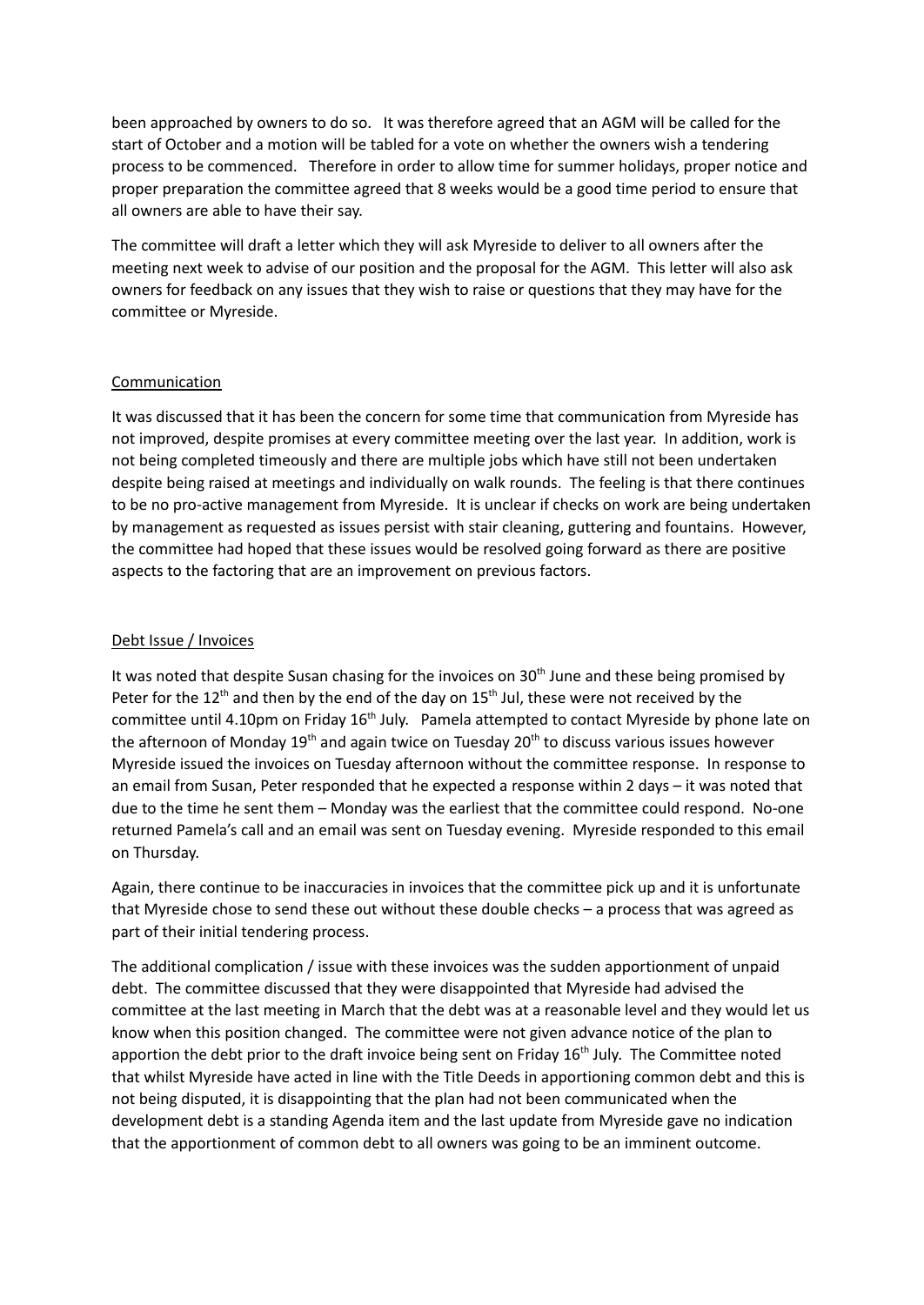been approached by owners to do so. It was therefore agreed that an AGM will be called for the start of October and a motion will be tabled for a vote on whether the owners wish a tendering process to be commenced. Therefore in order to allow time for summer holidays, proper notice and proper preparation the committee agreed that 8 weeks would be a good time period to ensure that all owners are able to have their say.

The committee will draft a letter which they will ask Myreside to deliver to all owners after the meeting next week to advise of our position and the proposal for the AGM. This letter will also ask owners for feedback on any issues that they wish to raise or questions that they may have for the committee or Myreside.

<u>Communication</u>

It was discussed that it has been the concern for some time that communication from Myreside has not improved, despite promises at every committee meeting over the last year. In addition, work is not being completed timeously and there are multiple jobs which have still not been undertaken despite being raised at meetings and individually on walk rounds. The feeling is that there continues to be no pro-active management from Myreside. It is unclear if checks on work are being undertaken by management as requested as issues persist with stair cleaning, guttering and fountains. However, the committee had hoped that these issues would be resolved going forward as there are positive aspects to the factoring that are an improvement on previous factors.

<u>Debt Issue / Invoices</u>

It was noted that despite Susan chasing for the invoices on 30th June and these being promised by Peter for the 12th and then by the end of the day on 15th Jul, these were not received by the committee until 4.10pm on Friday 16th July. Pamela attempted to contact Myreside by phone late on the afternoon of Monday 19th and again twice on Tuesday 20th to discuss various issues however Myreside issued the invoices on Tuesday afternoon without the committee response. In response to an email from Susan, Peter responded that he expected a response within 2 days – it was noted that due to the time he sent them – Monday was the earliest that the committee could respond. No-one returned Pamela's call and an email was sent on Tuesday evening. Myreside responded to this email on Thursday.

Again, there continue to be inaccuracies in invoices that the committee pick up and it is unfortunate that Myreside chose to send these out without these double checks – a process that was agreed as part of their initial tendering process.

The additional complication / issue with these invoices was the sudden apportionment of unpaid debt. The committee discussed that they were disappointed that Myreside had advised the committee at the last meeting in March that the debt was at a reasonable level and they would let us know when this position changed. The committee were not given advance notice of the plan to apportion the debt prior to the draft invoice being sent on Friday 16th July. The Committee noted that whilst Myreside have acted in line with the Title Deeds in apportioning common debt and this is not being disputed, it is disappointing that the plan had not been communicated when the development debt is a standing Agenda item and the last update from Myreside gave no indication that the apportionment of common debt to all owners was going to be an imminent outcome.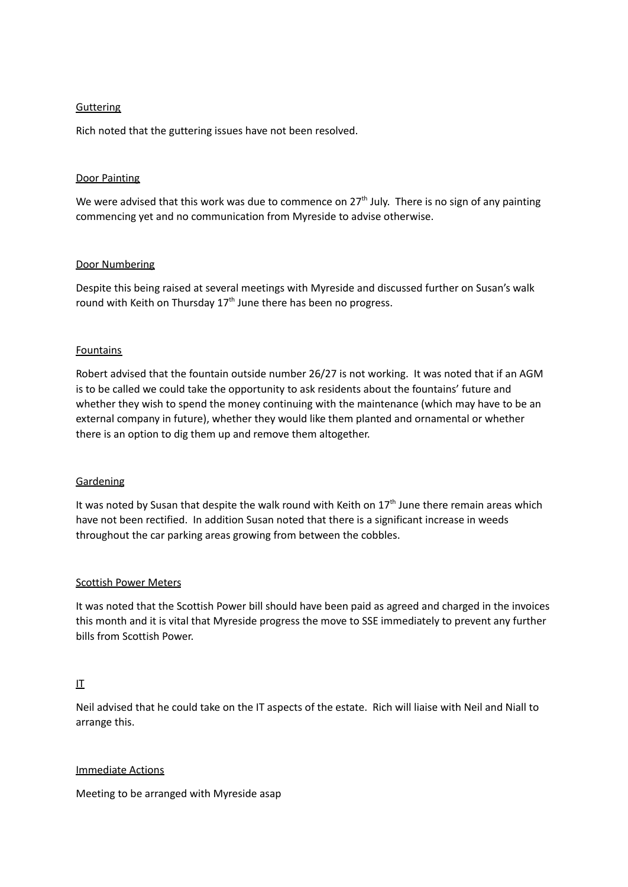<u>Guttering</u>

Rich noted that the guttering issues have not been resolved.

<u>Door Painting</u>

We were advised that this work was due to commence on 27th July. There is no sign of any painting commencing yet and no communication from Myreside to advise otherwise.

<u>Door Numbering</u>

Despite this being raised at several meetings with Myreside and discussed further on Susan's walk round with Keith on Thursday 17th June there has been no progress.

<u>Fountains</u>

Robert advised that the fountain outside number 26/27 is not working. It was noted that if an AGM is to be called we could take the opportunity to ask residents about the fountains' future and whether they wish to spend the money continuing with the maintenance (which may have to be an external company in future), whether they would like them planted and ornamental or whether there is an option to dig them up and remove them altogether.

<u>Gardening</u>

It was noted by Susan that despite the walk round with Keith on 17th June there remain areas which have not been rectified. In addition Susan noted that there is a significant increase in weeds throughout the car parking areas growing from between the cobbles.

<u>Scottish Power Meters</u>

It was noted that the Scottish Power bill should have been paid as agreed and charged in the invoices this month and it is vital that Myreside progress the move to SSE immediately to prevent any further bills from Scottish Power.

<u>IT</u>

Neil advised that he could take on the IT aspects of the estate. Rich will liaise with Neil and Niall to arrange this.

<u>Immediate Actions</u>

Meeting to be arranged with Myreside asap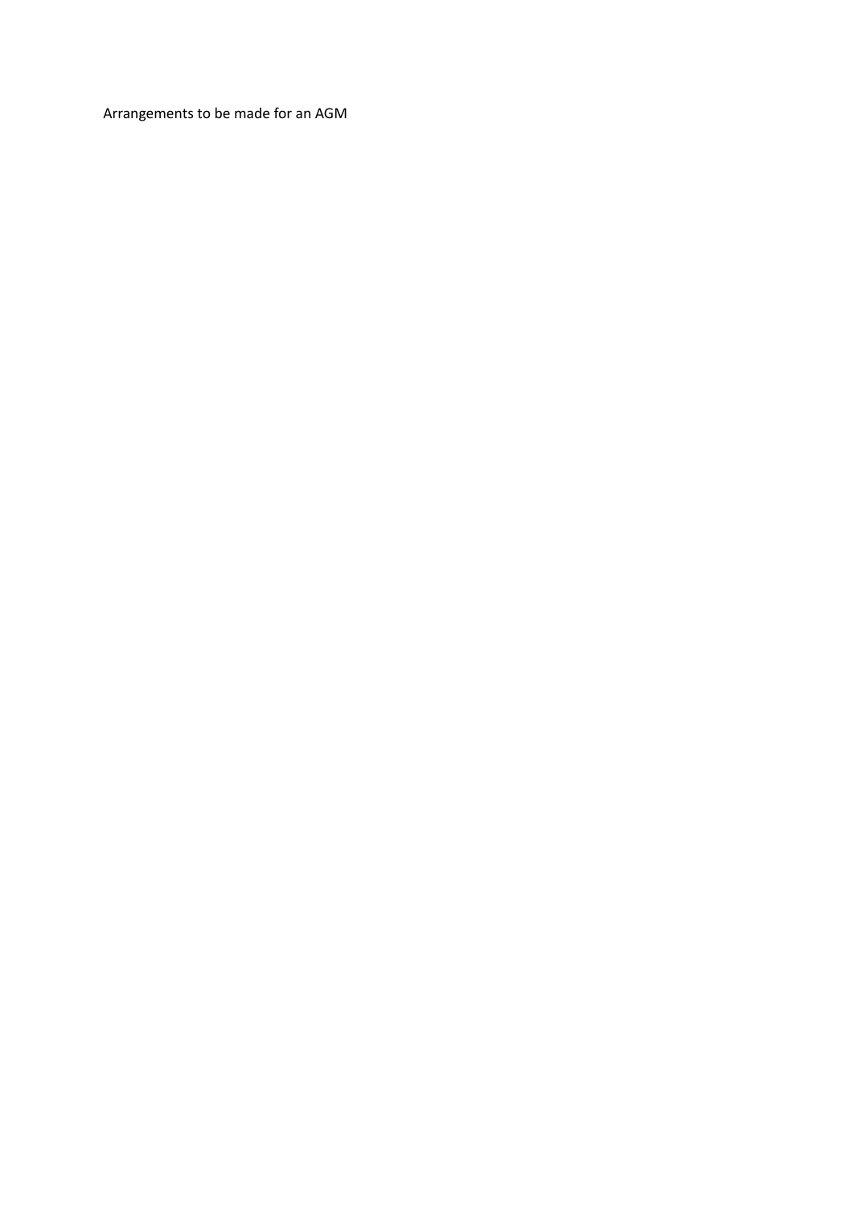Arrangements to be made for an AGM